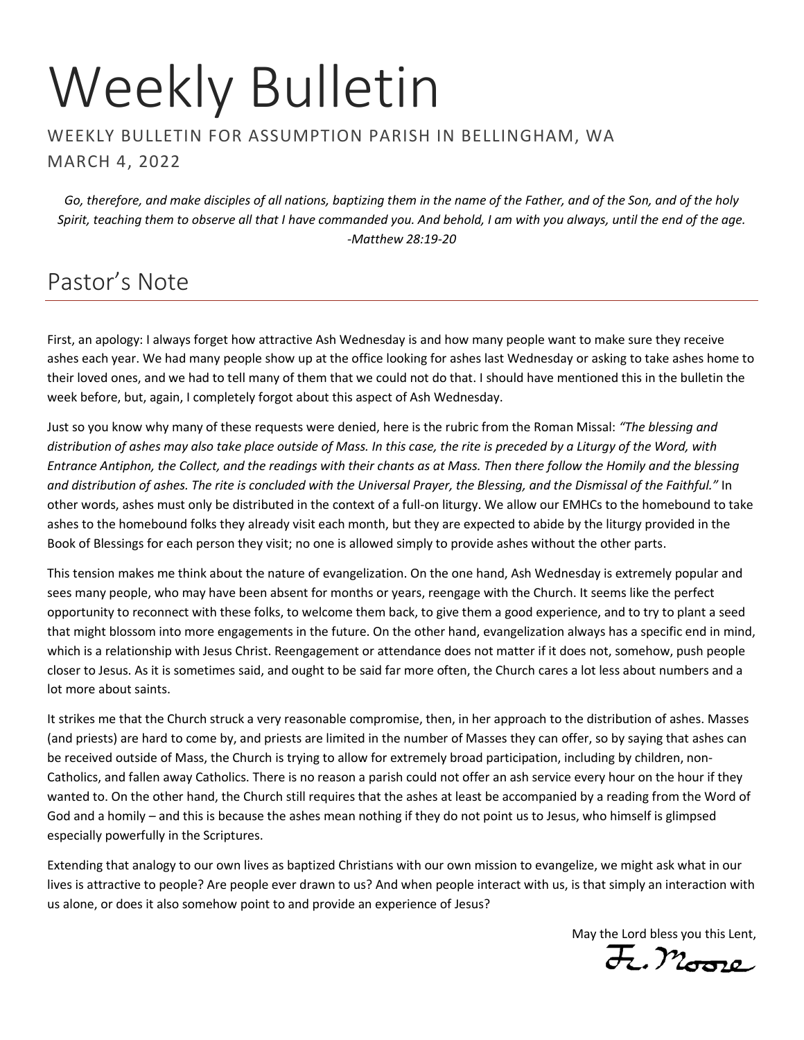# Weekly Bulletin

WEEKLY BULLETIN FOR ASSUMPTION PARISH IN BELLINGHAM, WA

MARCH 4, 2022

*Go, therefore, and make disciples of all nations, baptizing them in the name of the Father, and of the Son, and of the holy Spirit, teaching them to observe all that I have commanded you. And behold, I am with you always, until the end of the age. -Matthew 28:19-20*

## Pastor's Note

First, an apology: I always forget how attractive Ash Wednesday is and how many people want to make sure they receive ashes each year. We had many people show up at the office looking for ashes last Wednesday or asking to take ashes home to their loved ones, and we had to tell many of them that we could not do that. I should have mentioned this in the bulletin the week before, but, again, I completely forgot about this aspect of Ash Wednesday.

Just so you know why many of these requests were denied, here is the rubric from the Roman Missal: *"The blessing and distribution of ashes may also take place outside of Mass. In this case, the rite is preceded by a Liturgy of the Word, with Entrance Antiphon, the Collect, and the readings with their chants as at Mass. Then there follow the Homily and the blessing and distribution of ashes. The rite is concluded with the Universal Prayer, the Blessing, and the Dismissal of the Faithful."* In other words, ashes must only be distributed in the context of a full-on liturgy. We allow our EMHCs to the homebound to take ashes to the homebound folks they already visit each month, but they are expected to abide by the liturgy provided in the Book of Blessings for each person they visit; no one is allowed simply to provide ashes without the other parts.

This tension makes me think about the nature of evangelization. On the one hand, Ash Wednesday is extremely popular and sees many people, who may have been absent for months or years, reengage with the Church. It seems like the perfect opportunity to reconnect with these folks, to welcome them back, to give them a good experience, and to try to plant a seed that might blossom into more engagements in the future. On the other hand, evangelization always has a specific end in mind, which is a relationship with Jesus Christ. Reengagement or attendance does not matter if it does not, somehow, push people closer to Jesus. As it is sometimes said, and ought to be said far more often, the Church cares a lot less about numbers and a lot more about saints.

It strikes me that the Church struck a very reasonable compromise, then, in her approach to the distribution of ashes. Masses (and priests) are hard to come by, and priests are limited in the number of Masses they can offer, so by saying that ashes can be received outside of Mass, the Church is trying to allow for extremely broad participation, including by children, non-Catholics, and fallen away Catholics. There is no reason a parish could not offer an ash service every hour on the hour if they wanted to. On the other hand, the Church still requires that the ashes at least be accompanied by a reading from the Word of God and a homily – and this is because the ashes mean nothing if they do not point us to Jesus, who himself is glimpsed especially powerfully in the Scriptures.

Extending that analogy to our own lives as baptized Christians with our own mission to evangelize, we might ask what in our lives is attractive to people? Are people ever drawn to us? And when people interact with us, is that simply an interaction with us alone, or does it also somehow point to and provide an experience of Jesus?

May the Lord bless you this Lent,

Fr. Moore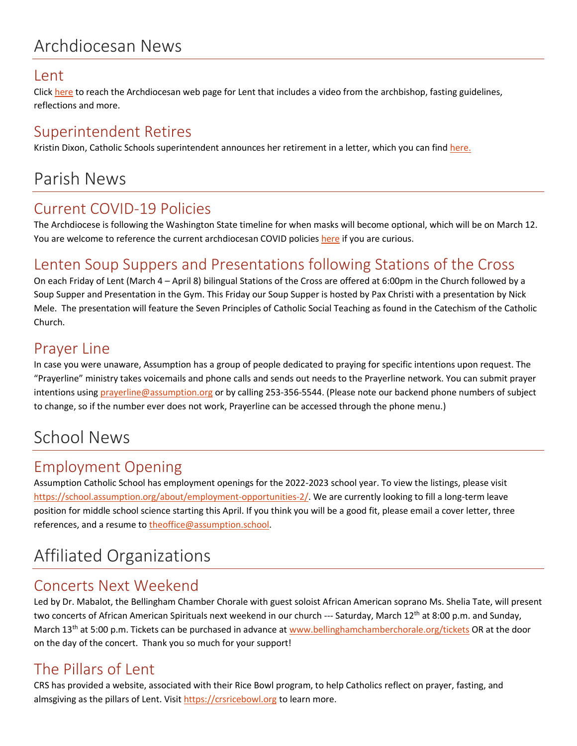# Archdiocesan News

## Lent

Click here to reach the Archdiocesan web page for Lent that includes a video from the archbishop, fasting guidelines, reflections and more.

## Superintendent Retires

Kristin Dixon, Catholic Schools superintendent announces her retirement in a letter, which you can find here.

# Parish News

## Current COVID-19 Policies

The Archdiocese is following the Washington State timeline for when masks will become optional, which will be on March 12. You are welcome to reference the current archdiocesan COVID policies here if you are curious.

## Lenten Soup Suppers and Presentations following Stations of the Cross

On each Friday of Lent (March 4 – April 8) bilingual Stations of the Cross are offered at 6:00pm in the Church followed by a Soup Supper and Presentation in the Gym. This Friday our Soup Supper is hosted by Pax Christi with a presentation by Nick Mele. The presentation will feature the Seven Principles of Catholic Social Teaching as found in the Catechism of the Catholic Church.

## Prayer Line

In case you were unaware, Assumption has a group of people dedicated to praying for specific intentions upon request. The "Prayerline" ministry takes voicemails and phone calls and sends out needs to the Prayerline network. You can submit prayer intentions using prayerline@assumption.org or by calling 253-356-5544. (Please note our backend phone numbers of subject to change, so if the number ever does not work, Prayerline can be accessed through the phone menu.)

# School News

## Employment Opening

Assumption Catholic School has employment openings for the 2022-2023 school year. To view the listings, please visit https://school.assumption.org/about/employment-opportunities-2/. We are currently looking to fill a long-term leave position for middle school science starting this April. If you think you will be a good fit, please email a cover letter, three references, and a resume to theoffice@assumption.school.

# Affiliated Organizations

## Concerts Next Weekend

Led by Dr. Mabalot, the Bellingham Chamber Chorale with guest soloist African American soprano Ms. Shelia Tate, will present two concerts of African American Spirituals next weekend in our church --- Saturday, March 12th at 8:00 p.m. and Sunday, March 13th at 5:00 p.m. Tickets can be purchased in advance at www.bellinghamchamberchorale.org/tickets OR at the door on the day of the concert. Thank you so much for your support!

## The Pillars of Lent

CRS has provided a website, associated with their Rice Bowl program, to help Catholics reflect on prayer, fasting, and almsgiving as the pillars of Lent. Visit https://crsricebowl.org to learn more.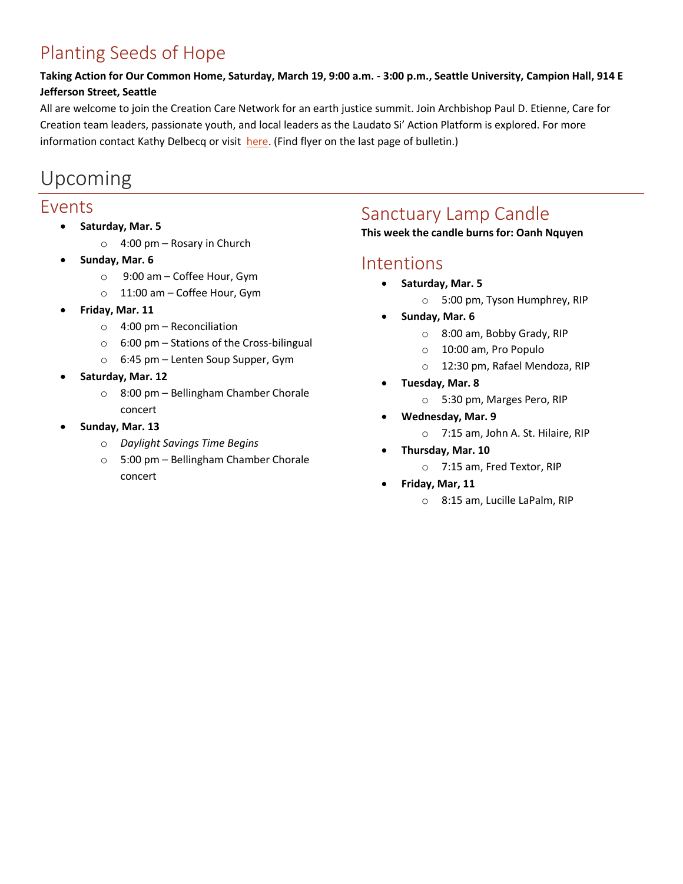# Planting Seeds of Hope

**Taking Action for Our Common Home, Saturday, March 19, 9:00 a.m. - 3:00 p.m., Seattle University, Campion Hall, 914 E Jefferson Street, Seattle**

All are welcome to join the Creation Care Network for an earth justice summit. Join Archbishop Paul D. Etienne, Care for Creation team leaders, passionate youth, and local leaders as the Laudato Si' Action Platform is explored. For more information contact Kathy Delbecq or visit here. (Find flyer on the last page of bulletin.)

# Upcoming

## Events

- **Saturday, Mar. 5**
  - 4:00 pm – Rosary in Church
- **Sunday, Mar. 6**
  - 9:00 am – Coffee Hour, Gym
  - 11:00 am – Coffee Hour, Gym
- **Friday, Mar. 11**
  - 4:00 pm – Reconciliation
  - 6:00 pm – Stations of the Cross-bilingual
  - 6:45 pm – Lenten Soup Supper, Gym
- **Saturday, Mar. 12**
  - 8:00 pm – Bellingham Chamber Chorale concert
- **Sunday, Mar. 13**
  - *Daylight Savings Time Begins*
  - 5:00 pm – Bellingham Chamber Chorale concert

## Sanctuary Lamp Candle

**This week the candle burns for: Oanh Nquyen**

## Intentions

- **Saturday, Mar. 5**
  - 5:00 pm, Tyson Humphrey, RIP
- **Sunday, Mar. 6**
  - 8:00 am, Bobby Grady, RIP
  - 10:00 am, Pro Populo
  - 12:30 pm, Rafael Mendoza, RIP
- **Tuesday, Mar. 8**
  - 5:30 pm, Marges Pero, RIP
- **Wednesday, Mar. 9**
  - 7:15 am, John A. St. Hilaire, RIP
- **Thursday, Mar. 10**
  - 7:15 am, Fred Textor, RIP
- **Friday, Mar, 11**
  - 8:15 am, Lucille LaPalm, RIP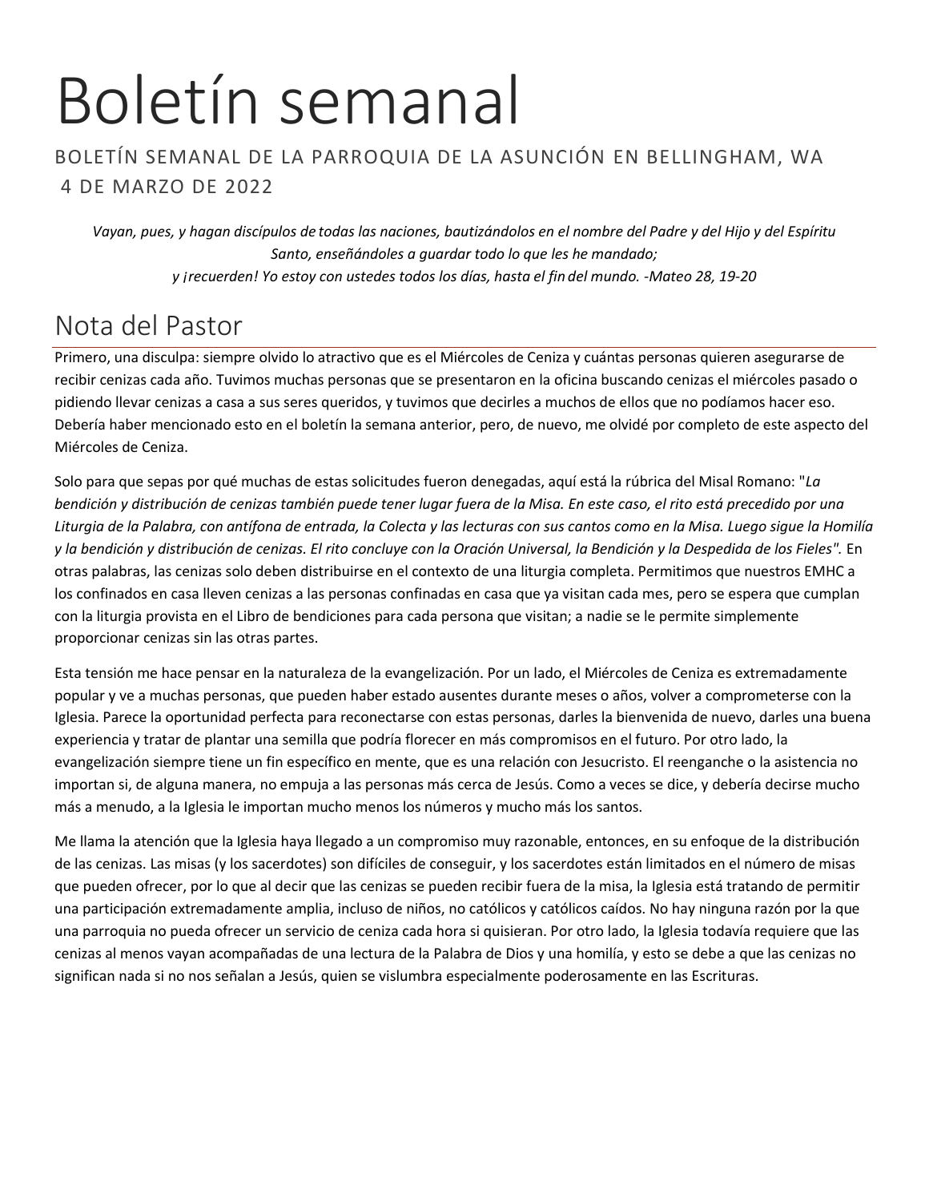# Boletín semanal

BOLETÍN SEMANAL DE LA PARROQUIA DE LA ASUNCIÓN EN BELLINGHAM, WA
4 DE MARZO DE 2022

*Vayan, pues, y hagan discípulos de todas las naciones, bautizándolos en el nombre del Padre y del Hijo y del Espíritu Santo, enseñándoles a guardar todo lo que les he mandado;*
*y ¡recuerden! Yo estoy con ustedes todos los días, hasta el fin del mundo. -Mateo 28, 19-20*

## Nota del Pastor

Primero, una disculpa: siempre olvido lo atractivo que es el Miércoles de Ceniza y cuántas personas quieren asegurarse de recibir cenizas cada año. Tuvimos muchas personas que se presentaron en la oficina buscando cenizas el miércoles pasado o pidiendo llevar cenizas a casa a sus seres queridos, y tuvimos que decirles a muchos de ellos que no podíamos hacer eso. Debería haber mencionado esto en el boletín la semana anterior, pero, de nuevo, me olvidé por completo de este aspecto del Miércoles de Ceniza.

Solo para que sepas por qué muchas de estas solicitudes fueron denegadas, aquí está la rúbrica del Misal Romano: "*La bendición y distribución de cenizas también puede tener lugar fuera de la Misa. En este caso, el rito está precedido por una Liturgia de la Palabra, con antífona de entrada, la Colecta y las lecturas con sus cantos como en la Misa. Luego sigue la Homilía y la bendición y distribución de cenizas. El rito concluye con la Oración Universal, la Bendición y la Despedida de los Fieles".* En otras palabras, las cenizas solo deben distribuirse en el contexto de una liturgia completa. Permitimos que nuestros EMHC a los confinados en casa lleven cenizas a las personas confinadas en casa que ya visitan cada mes, pero se espera que cumplan con la liturgia provista en el Libro de bendiciones para cada persona que visitan; a nadie se le permite simplemente proporcionar cenizas sin las otras partes.

Esta tensión me hace pensar en la naturaleza de la evangelización. Por un lado, el Miércoles de Ceniza es extremadamente popular y ve a muchas personas, que pueden haber estado ausentes durante meses o años, volver a comprometerse con la Iglesia. Parece la oportunidad perfecta para reconectarse con estas personas, darles la bienvenida de nuevo, darles una buena experiencia y tratar de plantar una semilla que podría florecer en más compromisos en el futuro. Por otro lado, la evangelización siempre tiene un fin específico en mente, que es una relación con Jesucristo. El reenganche o la asistencia no importan si, de alguna manera, no empuja a las personas más cerca de Jesús. Como a veces se dice, y debería decirse mucho más a menudo, a la Iglesia le importan mucho menos los números y mucho más los santos.

Me llama la atención que la Iglesia haya llegado a un compromiso muy razonable, entonces, en su enfoque de la distribución de las cenizas. Las misas (y los sacerdotes) son difíciles de conseguir, y los sacerdotes están limitados en el número de misas que pueden ofrecer, por lo que al decir que las cenizas se pueden recibir fuera de la misa, la Iglesia está tratando de permitir una participación extremadamente amplia, incluso de niños, no católicos y católicos caídos. No hay ninguna razón por la que una parroquia no pueda ofrecer un servicio de ceniza cada hora si quisieran. Por otro lado, la Iglesia todavía requiere que las cenizas al menos vayan acompañadas de una lectura de la Palabra de Dios y una homilía, y esto se debe a que las cenizas no significan nada si no nos señalan a Jesús, quien se vislumbra especialmente poderosamente en las Escrituras.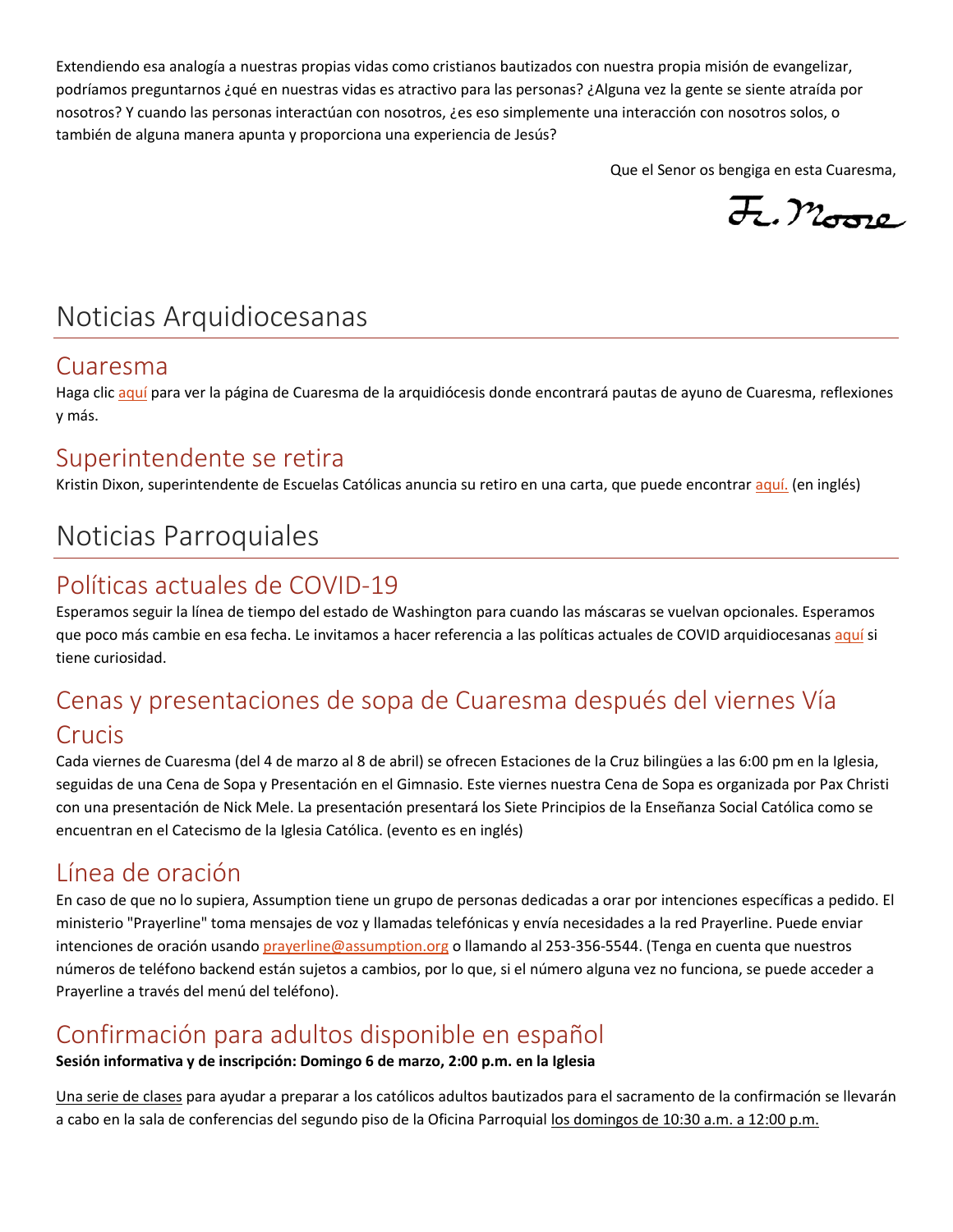Extendiendo esa analogía a nuestras propias vidas como cristianos bautizados con nuestra propia misión de evangelizar, podríamos preguntarnos ¿qué en nuestras vidas es atractivo para las personas? ¿Alguna vez la gente se siente atraída por nosotros? Y cuando las personas interactúan con nosotros, ¿es eso simplemente una interacción con nosotros solos, o también de alguna manera apunta y proporciona una experiencia de Jesús?

Que el Senor os bengiga en esta Cuaresma,

Fr. Moore

# Noticias Arquidiocesanas

## Cuaresma

Haga clic aquí para ver la página de Cuaresma de la arquidiócesis donde encontrará pautas de ayuno de Cuaresma, reflexiones y más.

## Superintendente se retira

Kristin Dixon, superintendente de Escuelas Católicas anuncia su retiro en una carta, que puede encontrar aquí. (en inglés)

# Noticias Parroquiales

## Políticas actuales de COVID-19

Esperamos seguir la línea de tiempo del estado de Washington para cuando las máscaras se vuelvan opcionales. Esperamos que poco más cambie en esa fecha. Le invitamos a hacer referencia a las políticas actuales de COVID arquidiocesanas aquí si tiene curiosidad.

## Cenas y presentaciones de sopa de Cuaresma después del viernes Vía Crucis

Cada viernes de Cuaresma (del 4 de marzo al 8 de abril) se ofrecen Estaciones de la Cruz bilingües a las 6:00 pm en la Iglesia, seguidas de una Cena de Sopa y Presentación en el Gimnasio. Este viernes nuestra Cena de Sopa es organizada por Pax Christi con una presentación de Nick Mele. La presentación presentará los Siete Principios de la Enseñanza Social Católica como se encuentran en el Catecismo de la Iglesia Católica. (evento es en inglés)

## Línea de oración

En caso de que no lo supiera, Assumption tiene un grupo de personas dedicadas a orar por intenciones específicas a pedido. El ministerio "Prayerline" toma mensajes de voz y llamadas telefónicas y envía necesidades a la red Prayerline. Puede enviar intenciones de oración usando prayerline@assumption.org o llamando al 253-356-5544. (Tenga en cuenta que nuestros números de teléfono backend están sujetos a cambios, por lo que, si el número alguna vez no funciona, se puede acceder a Prayerline a través del menú del teléfono).

## Confirmación para adultos disponible en español

**Sesión informativa y de inscripción: Domingo 6 de marzo, 2:00 p.m. en la Iglesia**

Una serie de clases para ayudar a preparar a los católicos adultos bautizados para el sacramento de la confirmación se llevarán a cabo en la sala de conferencias del segundo piso de la Oficina Parroquial los domingos de 10:30 a.m. a 12:00 p.m.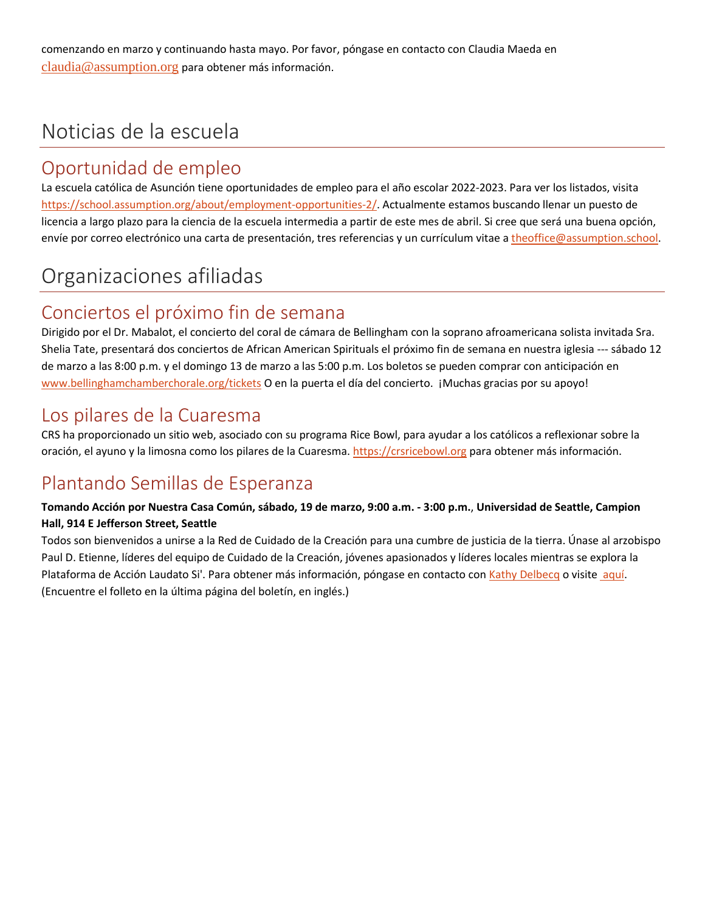comenzando en marzo y continuando hasta mayo. Por favor, póngase en contacto con Claudia Maeda en claudia@assumption.org para obtener más información.

# Noticias de la escuela

## Oportunidad de empleo

La escuela católica de Asunción tiene oportunidades de empleo para el año escolar 2022-2023. Para ver los listados, visita https://school.assumption.org/about/employment-opportunities-2/. Actualmente estamos buscando llenar un puesto de licencia a largo plazo para la ciencia de la escuela intermedia a partir de este mes de abril. Si cree que será una buena opción, envíe por correo electrónico una carta de presentación, tres referencias y un currículum vitae a theoffice@assumption.school.

# Organizaciones afiliadas

## Conciertos el próximo fin de semana

Dirigido por el Dr. Mabalot, el concierto del coral de cámara de Bellingham con la soprano afroamericana solista invitada Sra. Shelia Tate, presentará dos conciertos de African American Spirituals el próximo fin de semana en nuestra iglesia --- sábado 12 de marzo a las 8:00 p.m. y el domingo 13 de marzo a las 5:00 p.m. Los boletos se pueden comprar con anticipación en www.bellinghamchamberchorale.org/tickets O en la puerta el día del concierto. ¡Muchas gracias por su apoyo!

## Los pilares de la Cuaresma

CRS ha proporcionado un sitio web, asociado con su programa Rice Bowl, para ayudar a los católicos a reflexionar sobre la oración, el ayuno y la limosna como los pilares de la Cuaresma. https://crsricebowl.org para obtener más información.

## Plantando Semillas de Esperanza

**Tomando Acción por Nuestra Casa Común, sábado, 19 de marzo, 9:00 a.m. - 3:00 p.m.**, **Universidad de Seattle, Campion Hall, 914 E Jefferson Street, Seattle**

Todos son bienvenidos a unirse a la Red de Cuidado de la Creación para una cumbre de justicia de la tierra. Únase al arzobispo Paul D. Etienne, líderes del equipo de Cuidado de la Creación, jóvenes apasionados y líderes locales mientras se explora la Plataforma de Acción Laudato Si'. Para obtener más información, póngase en contacto con Kathy Delbecq o visite aquí. (Encuentre el folleto en la última página del boletín, en inglés.)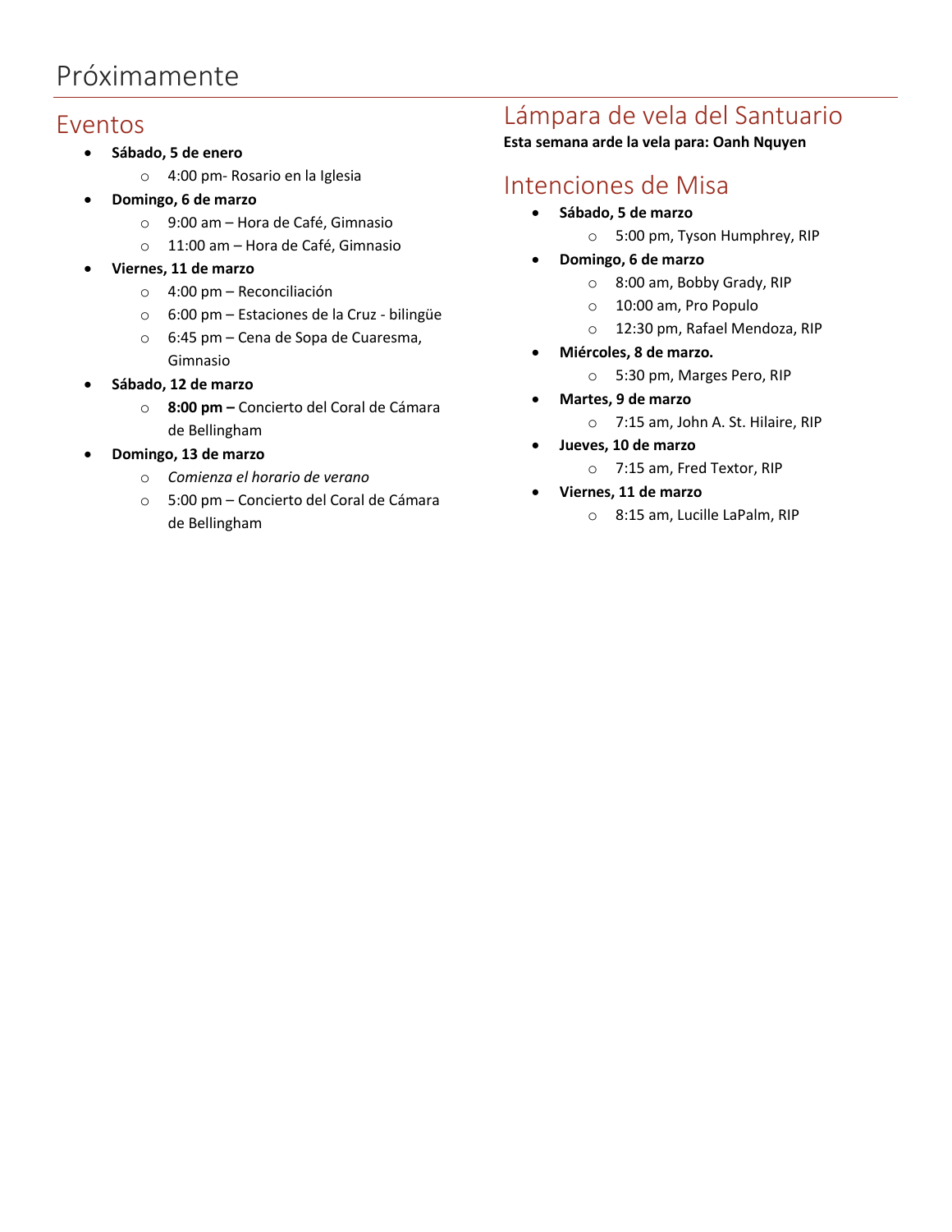# Próximamente

## Eventos

- **Sábado, 5 de enero**
  - 4:00 pm- Rosario en la Iglesia
- **Domingo, 6 de marzo**
  - 9:00 am – Hora de Café, Gimnasio
  - 11:00 am – Hora de Café, Gimnasio
- **Viernes, 11 de marzo**
  - 4:00 pm – Reconciliación
  - 6:00 pm – Estaciones de la Cruz - bilingüe
  - 6:45 pm – Cena de Sopa de Cuaresma, Gimnasio
- **Sábado, 12 de marzo**
  - **8:00 pm –** Concierto del Coral de Cámara de Bellingham
- **Domingo, 13 de marzo**
  - *Comienza el horario de verano*
  - 5:00 pm – Concierto del Coral de Cámara de Bellingham

## Lámpara de vela del Santuario

**Esta semana arde la vela para: Oanh Nquyen**

## Intenciones de Misa

- **Sábado, 5 de marzo**
  - 5:00 pm, Tyson Humphrey, RIP
- **Domingo, 6 de marzo**
  - 8:00 am, Bobby Grady, RIP
  - 10:00 am, Pro Populo
  - 12:30 pm, Rafael Mendoza, RIP
- **Miércoles, 8 de marzo.**
  - 5:30 pm, Marges Pero, RIP
- **Martes, 9 de marzo**
  - 7:15 am, John A. St. Hilaire, RIP
- **Jueves, 10 de marzo**
  - 7:15 am, Fred Textor, RIP
- **Viernes, 11 de marzo**
  - 8:15 am, Lucille LaPalm, RIP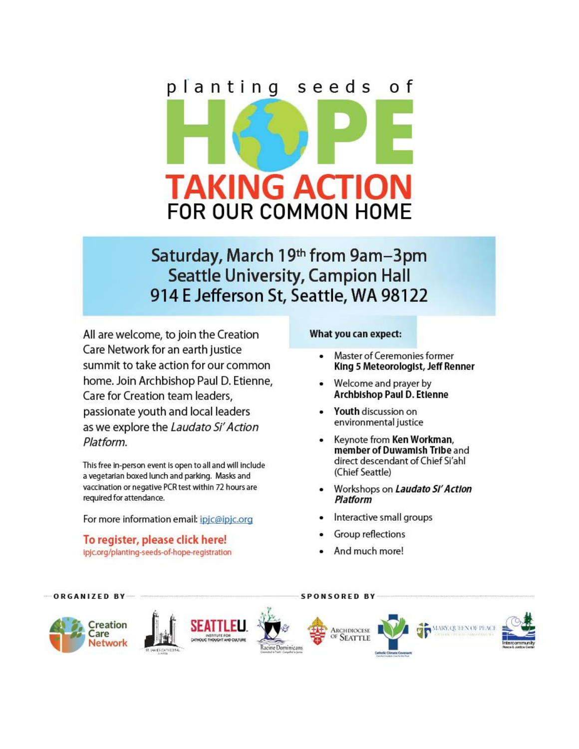planting seeds of

# HOPE

## TAKING ACTION
## FOR OUR COMMON HOME

### Saturday, March 19th from 9am–3pm
### Seattle University, Campion Hall
### 914 E Jefferson St, Seattle, WA 98122

All are welcome, to join the Creation Care Network for an earth justice summit to take action for our common home. Join Archbishop Paul D. Etienne, Care for Creation team leaders, passionate youth and local leaders as we explore the *Laudato Si' Action Platform.*

This free in-person event is open to all and will include a vegetarian boxed lunch and parking. Masks and vaccination or negative PCR test within 72 hours are required for attendance.

For more information email: ipjc@ipjc.org

**To register, please click here!**
ipjc.org/planting-seeds-of-hope-registration

**What you can expect:**

- Master of Ceremonies former **King 5 Meteorologist, Jeff Renner**
- Welcome and prayer by **Archbishop Paul D. Etienne**
- **Youth** discussion on environmental justice
- Keynote from **Ken Workman, member of Duwamish Tribe** and direct descendant of Chief Si'ahl (Chief Seattle)
- Workshops on ***Laudato Si' Action Platform***
- Interactive small groups
- Group reflections
- And much more!

ORGANIZED BY

Creation Care Network

ST. JAMES CATHEDRAL SEATTLE

SEATTLEU INSTITUTE FOR CATHOLIC THOUGHT AND CULTURE

SPONSORED BY

Racine Dominicans

Archdiocese of Seattle

Catholic Climate Covenant

Mary, Queen of Peace

Intercommunity Peace & Justice Center